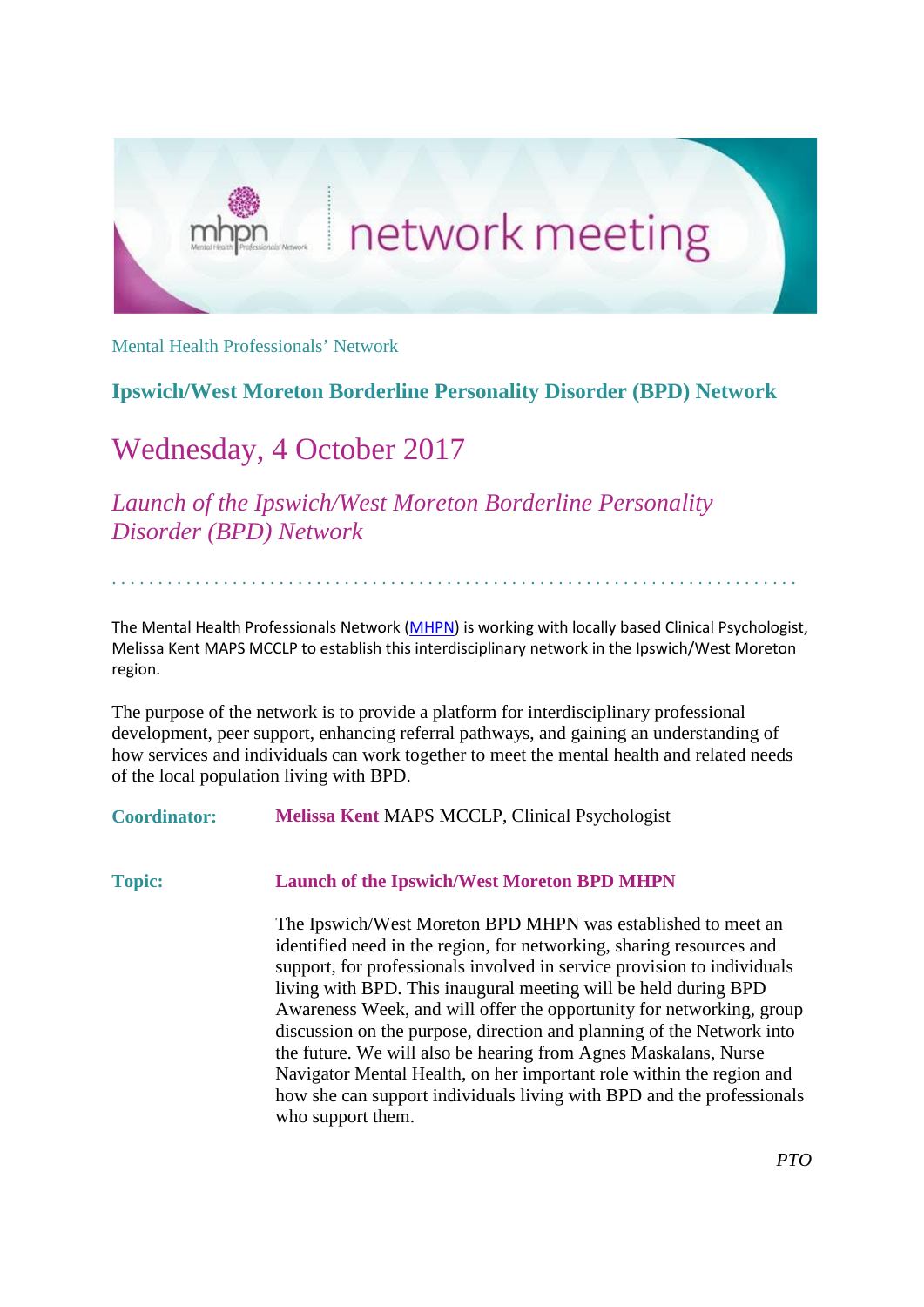mhpn Mental Health Professionals' Network | network meeting

Mental Health Professionals' Network

## Ipswich/West Moreton Borderline Personality Disorder (BPD) Network

# Wednesday, 4 October 2017

*Launch of the Ipswich/West Moreton Borderline Personality Disorder (BPD) Network*

The Mental Health Professionals Network (MHPN) is working with locally based Clinical Psychologist, Melissa Kent MAPS MCCLP to establish this interdisciplinary network in the Ipswich/West Moreton region.

The purpose of the network is to provide a platform for interdisciplinary professional development, peer support, enhancing referral pathways, and gaining an understanding of how services and individuals can work together to meet the mental health and related needs of the local population living with BPD.

**Coordinator:** **Melissa Kent** MAPS MCCLP, Clinical Psychologist

**Topic:** **Launch of the Ipswich/West Moreton BPD MHPN**

The Ipswich/West Moreton BPD MHPN was established to meet an identified need in the region, for networking, sharing resources and support, for professionals involved in service provision to individuals living with BPD. This inaugural meeting will be held during BPD Awareness Week, and will offer the opportunity for networking, group discussion on the purpose, direction and planning of the Network into the future. We will also be hearing from Agnes Maskalans, Nurse Navigator Mental Health, on her important role within the region and how she can support individuals living with BPD and the professionals who support them.

*PTO*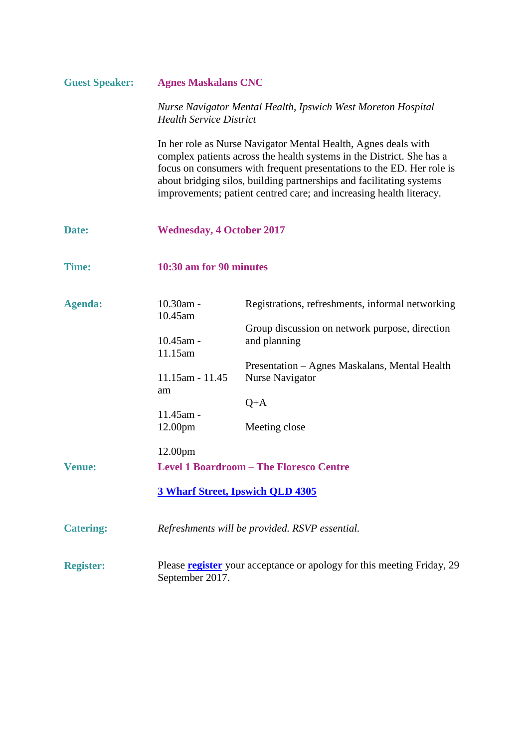**Guest Speaker:** **Agnes Maskalans CNC**

*Nurse Navigator Mental Health, Ipswich West Moreton Hospital Health Service District*

In her role as Nurse Navigator Mental Health, Agnes deals with complex patients across the health systems in the District. She has a focus on consumers with frequent presentations to the ED. Her role is about bridging silos, building partnerships and facilitating systems improvements; patient centred care; and increasing health literacy.

**Date:** **Wednesday, 4 October 2017**

**Time:** **10:30 am for 90 minutes**

**Agenda:**

| | |
|---|---|
| 10.30am - 10.45am | Registrations, refreshments, informal networking |
| 10.45am - 11.15am | Group discussion on network purpose, direction and planning |
| 11.15am - 11.45 am | Presentation – Agnes Maskalans, Mental Health Nurse Navigator |
| 11.45am - 12.00pm | Q+A |
| 12.00pm | Meeting close |

**Venue:** **Level 1 Boardroom – The Floresco Centre**

**3 Wharf Street, Ipswich QLD 4305**

**Catering:** *Refreshments will be provided. RSVP essential.*

**Register:** Please **register** your acceptance or apology for this meeting Friday, 29 September 2017.